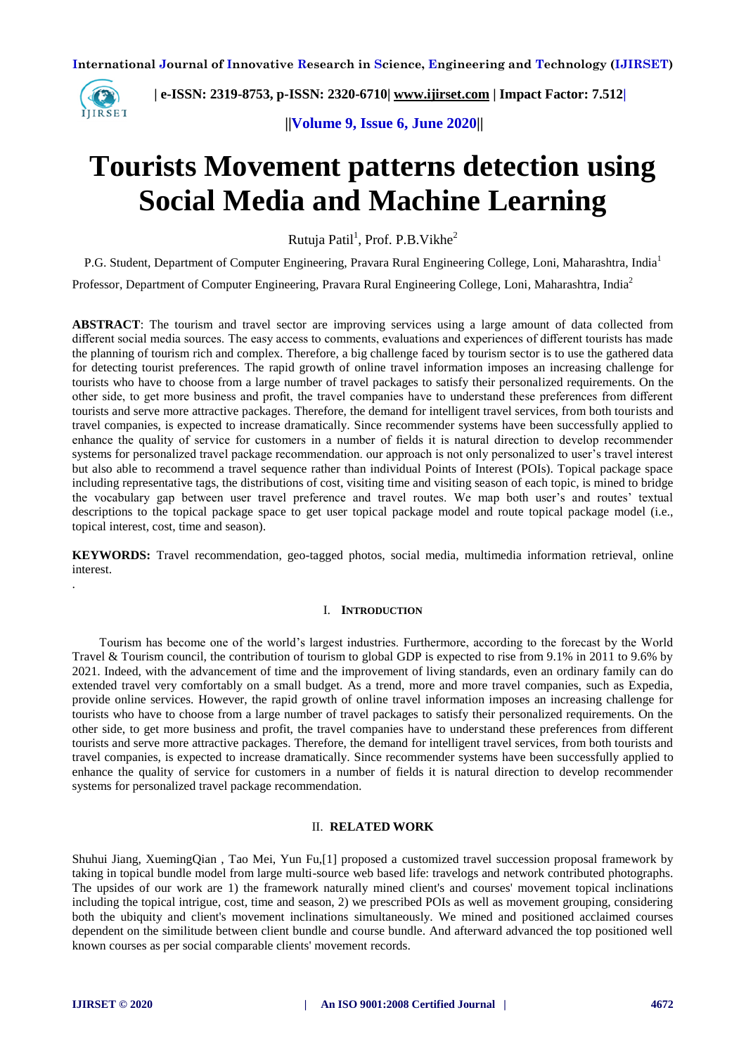# Tourists Movement patterns detection using Social Media and Machine Learning

Rutuja Patil[1], Prof. P.B.Vikhe[2]

P.G. Student, Department of Computer Engineering, Pravara Rural Engineering College, Loni, Maharashtra, India[1]

Professor, Department of Computer Engineering, Pravara Rural Engineering College, Loni, Maharashtra, India[2]

**ABSTRACT**: The tourism and travel sector are improving services using a large amount of data collected from different social media sources. The easy access to comments, evaluations and experiences of different tourists has made the planning of tourism rich and complex. Therefore, a big challenge faced by tourism sector is to use the gathered data for detecting tourist preferences. The rapid growth of online travel information imposes an increasing challenge for tourists who have to choose from a large number of travel packages to satisfy their personalized requirements. On the other side, to get more business and profit, the travel companies have to understand these preferences from different tourists and serve more attractive packages. Therefore, the demand for intelligent travel services, from both tourists and travel companies, is expected to increase dramatically. Since recommender systems have been successfully applied to enhance the quality of service for customers in a number of fields it is natural direction to develop recommender systems for personalized travel package recommendation. our approach is not only personalized to user's travel interest but also able to recommend a travel sequence rather than individual Points of Interest (POIs). Topical package space including representative tags, the distributions of cost, visiting time and visiting season of each topic, is mined to bridge the vocabulary gap between user travel preference and travel routes. We map both user's and routes' textual descriptions to the topical package space to get user topical package model and route topical package model (i.e., topical interest, cost, time and season).

**KEYWORDS:** Travel recommendation, geo-tagged photos, social media, multimedia information retrieval, online interest.

.

## I. INTRODUCTION

Tourism has become one of the world's largest industries. Furthermore, according to the forecast by the World Travel & Tourism council, the contribution of tourism to global GDP is expected to rise from 9.1% in 2011 to 9.6% by 2021. Indeed, with the advancement of time and the improvement of living standards, even an ordinary family can do extended travel very comfortably on a small budget. As a trend, more and more travel companies, such as Expedia, provide online services. However, the rapid growth of online travel information imposes an increasing challenge for tourists who have to choose from a large number of travel packages to satisfy their personalized requirements. On the other side, to get more business and profit, the travel companies have to understand these preferences from different tourists and serve more attractive packages. Therefore, the demand for intelligent travel services, from both tourists and travel companies, is expected to increase dramatically. Since recommender systems have been successfully applied to enhance the quality of service for customers in a number of fields it is natural direction to develop recommender systems for personalized travel package recommendation.

## II. RELATED WORK

Shuhui Jiang, XuemingQian , Tao Mei, Yun Fu,[1] proposed a customized travel succession proposal framework by taking in topical bundle model from large multi-source web based life: travelogs and network contributed photographs. The upsides of our work are 1) the framework naturally mined client's and courses' movement topical inclinations including the topical intrigue, cost, time and season, 2) we prescribed POIs as well as movement grouping, considering both the ubiquity and client's movement inclinations simultaneously. We mined and positioned acclaimed courses dependent on the similitude between client bundle and course bundle. And afterward advanced the top positioned well known courses as per social comparable clients' movement records.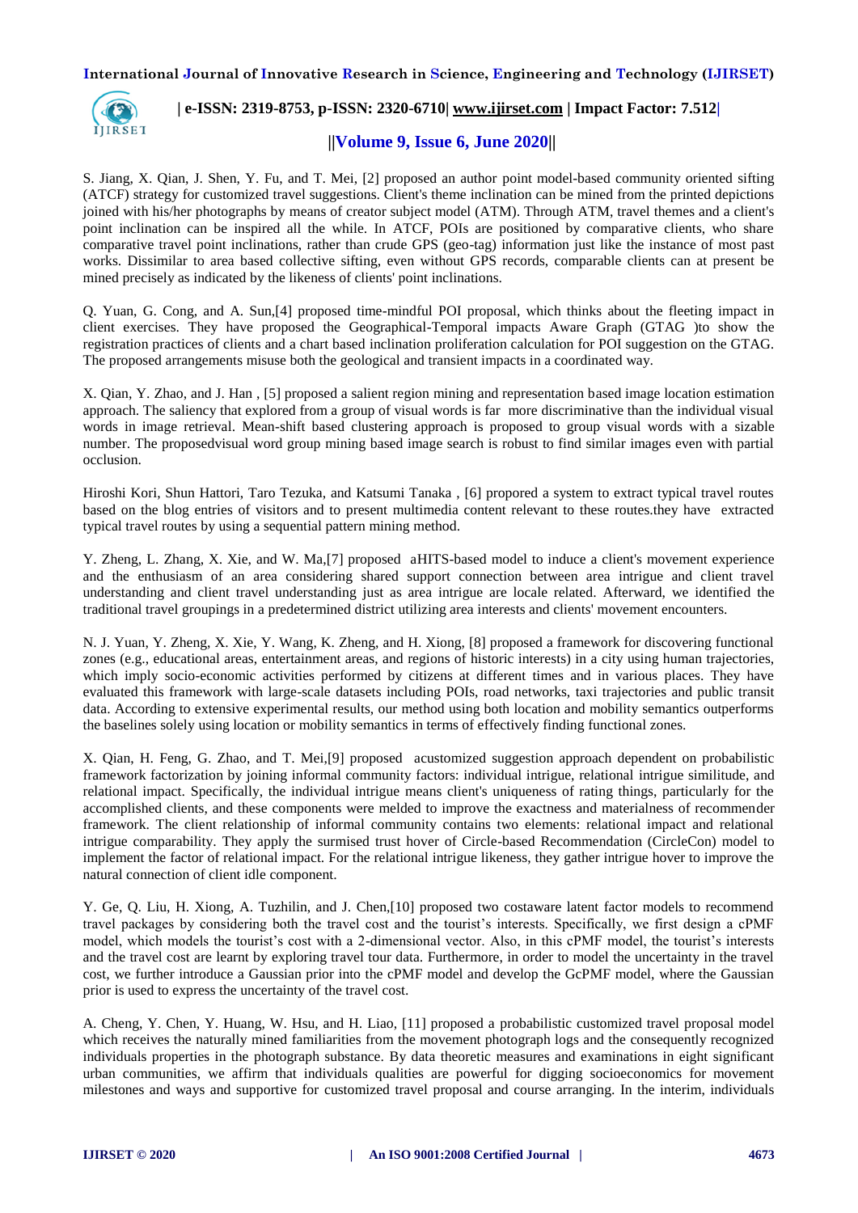S. Jiang, X. Qian, J. Shen, Y. Fu, and T. Mei, [2] proposed an author point model-based community oriented sifting (ATCF) strategy for customized travel suggestions. Client's theme inclination can be mined from the printed depictions joined with his/her photographs by means of creator subject model (ATM). Through ATM, travel themes and a client's point inclination can be inspired all the while. In ATCF, POIs are positioned by comparative clients, who share comparative travel point inclinations, rather than crude GPS (geo-tag) information just like the instance of most past works. Dissimilar to area based collective sifting, even without GPS records, comparable clients can at present be mined precisely as indicated by the likeness of clients' point inclinations.

Q. Yuan, G. Cong, and A. Sun,[4] proposed time-mindful POI proposal, which thinks about the fleeting impact in client exercises. They have proposed the Geographical-Temporal impacts Aware Graph (GTAG )to show the registration practices of clients and a chart based inclination proliferation calculation for POI suggestion on the GTAG. The proposed arrangements misuse both the geological and transient impacts in a coordinated way.

X. Qian, Y. Zhao, and J. Han , [5] proposed a salient region mining and representation based image location estimation approach. The saliency that explored from a group of visual words is far more discriminative than the individual visual words in image retrieval. Mean-shift based clustering approach is proposed to group visual words with a sizable number. The proposedvisual word group mining based image search is robust to find similar images even with partial occlusion.

Hiroshi Kori, Shun Hattori, Taro Tezuka, and Katsumi Tanaka , [6] propored a system to extract typical travel routes based on the blog entries of visitors and to present multimedia content relevant to these routes.they have extracted typical travel routes by using a sequential pattern mining method.

Y. Zheng, L. Zhang, X. Xie, and W. Ma,[7] proposed aHITS-based model to induce a client's movement experience and the enthusiasm of an area considering shared support connection between area intrigue and client travel understanding and client travel understanding just as area intrigue are locale related. Afterward, we identified the traditional travel groupings in a predetermined district utilizing area interests and clients' movement encounters.

N. J. Yuan, Y. Zheng, X. Xie, Y. Wang, K. Zheng, and H. Xiong, [8] proposed a framework for discovering functional zones (e.g., educational areas, entertainment areas, and regions of historic interests) in a city using human trajectories, which imply socio-economic activities performed by citizens at different times and in various places. They have evaluated this framework with large-scale datasets including POIs, road networks, taxi trajectories and public transit data. According to extensive experimental results, our method using both location and mobility semantics outperforms the baselines solely using location or mobility semantics in terms of effectively finding functional zones.

X. Qian, H. Feng, G. Zhao, and T. Mei,[9] proposed acustomized suggestion approach dependent on probabilistic framework factorization by joining informal community factors: individual intrigue, relational intrigue similitude, and relational impact. Specifically, the individual intrigue means client's uniqueness of rating things, particularly for the accomplished clients, and these components were melded to improve the exactness and materialness of recommender framework. The client relationship of informal community contains two elements: relational impact and relational intrigue comparability. They apply the surmised trust hover of Circle-based Recommendation (CircleCon) model to implement the factor of relational impact. For the relational intrigue likeness, they gather intrigue hover to improve the natural connection of client idle component.

Y. Ge, Q. Liu, H. Xiong, A. Tuzhilin, and J. Chen,[10] proposed two costaware latent factor models to recommend travel packages by considering both the travel cost and the tourist's interests. Specifically, we first design a cPMF model, which models the tourist's cost with a 2-dimensional vector. Also, in this cPMF model, the tourist's interests and the travel cost are learnt by exploring travel tour data. Furthermore, in order to model the uncertainty in the travel cost, we further introduce a Gaussian prior into the cPMF model and develop the GcPMF model, where the Gaussian prior is used to express the uncertainty of the travel cost.

A. Cheng, Y. Chen, Y. Huang, W. Hsu, and H. Liao, [11] proposed a probabilistic customized travel proposal model which receives the naturally mined familiarities from the movement photograph logs and the consequently recognized individuals properties in the photograph substance. By data theoretic measures and examinations in eight significant urban communities, we affirm that individuals qualities are powerful for digging socioeconomics for movement milestones and ways and supportive for customized travel proposal and course arranging. In the interim, individuals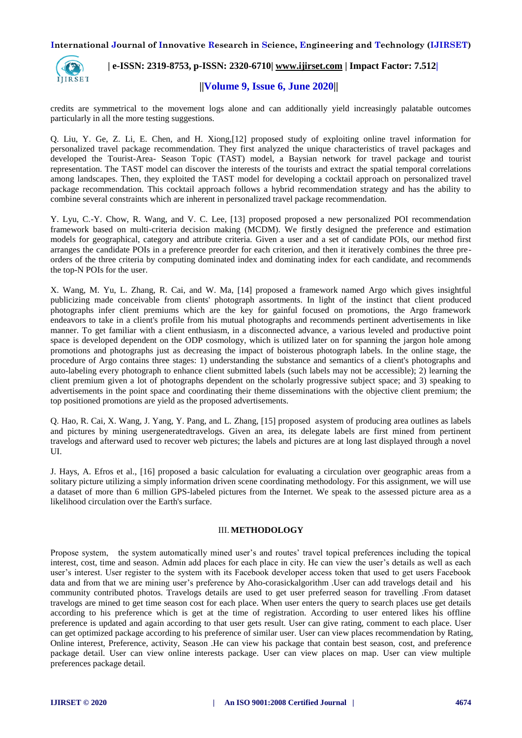credits are symmetrical to the movement logs alone and can additionally yield increasingly palatable outcomes particularly in all the more testing suggestions.

Q. Liu, Y. Ge, Z. Li, E. Chen, and H. Xiong,[12] proposed study of exploiting online travel information for personalized travel package recommendation. They first analyzed the unique characteristics of travel packages and developed the Tourist-Area- Season Topic (TAST) model, a Baysian network for travel package and tourist representation. The TAST model can discover the interests of the tourists and extract the spatial temporal correlations among landscapes. Then, they exploited the TAST model for developing a cocktail approach on personalized travel package recommendation. This cocktail approach follows a hybrid recommendation strategy and has the ability to combine several constraints which are inherent in personalized travel package recommendation.

Y. Lyu, C.-Y. Chow, R. Wang, and V. C. Lee, [13] proposed proposed a new personalized POI recommendation framework based on multi-criteria decision making (MCDM). We firstly designed the preference and estimation models for geographical, category and attribute criteria. Given a user and a set of candidate POIs, our method first arranges the candidate POIs in a preference preorder for each criterion, and then it iteratively combines the three pre-orders of the three criteria by computing dominated index and dominating index for each candidate, and recommends the top-N POIs for the user.

X. Wang, M. Yu, L. Zhang, R. Cai, and W. Ma, [14] proposed a framework named Argo which gives insightful publicizing made conceivable from clients' photograph assortments. In light of the instinct that client produced photographs infer client premiums which are the key for gainful focused on promotions, the Argo framework endeavors to take in a client's profile from his mutual photographs and recommends pertinent advertisements in like manner. To get familiar with a client enthusiasm, in a disconnected advance, a various leveled and productive point space is developed dependent on the ODP cosmology, which is utilized later on for spanning the jargon hole among promotions and photographs just as decreasing the impact of boisterous photograph labels. In the online stage, the procedure of Argo contains three stages: 1) understanding the substance and semantics of a client's photographs and auto-labeling every photograph to enhance client submitted labels (such labels may not be accessible); 2) learning the client premium given a lot of photographs dependent on the scholarly progressive subject space; and 3) speaking to advertisements in the point space and coordinating their theme disseminations with the objective client premium; the top positioned promotions are yield as the proposed advertisements.

Q. Hao, R. Cai, X. Wang, J. Yang, Y. Pang, and L. Zhang, [15] proposed asystem of producing area outlines as labels and pictures by mining usergeneratedtravelogs. Given an area, its delegate labels are first mined from pertinent travelogs and afterward used to recover web pictures; the labels and pictures are at long last displayed through a novel UI.

J. Hays, A. Efros et al., [16] proposed a basic calculation for evaluating a circulation over geographic areas from a solitary picture utilizing a simply information driven scene coordinating methodology. For this assignment, we will use a dataset of more than 6 million GPS-labeled pictures from the Internet. We speak to the assessed picture area as a likelihood circulation over the Earth's surface.

## III. METHODOLOGY

Propose system, the system automatically mined user's and routes' travel topical preferences including the topical interest, cost, time and season. Admin add places for each place in city. He can view the user's details as well as each user's interest. User register to the system with its Facebook developer access token that used to get users Facebook data and from that we are mining user's preference by Aho-corasickalgorithm .User can add travelogs detail and his community contributed photos. Travelogs details are used to get user preferred season for travelling .From dataset travelogs are mined to get time season cost for each place. When user enters the query to search places use get details according to his preference which is get at the time of registration. According to user entered likes his offline preference is updated and again according to that user gets result. User can give rating, comment to each place. User can get optimized package according to his preference of similar user. User can view places recommendation by Rating, Online interest, Preference, activity, Season .He can view his package that contain best season, cost, and preference package detail. User can view online interests package. User can view places on map. User can view multiple preferences package detail.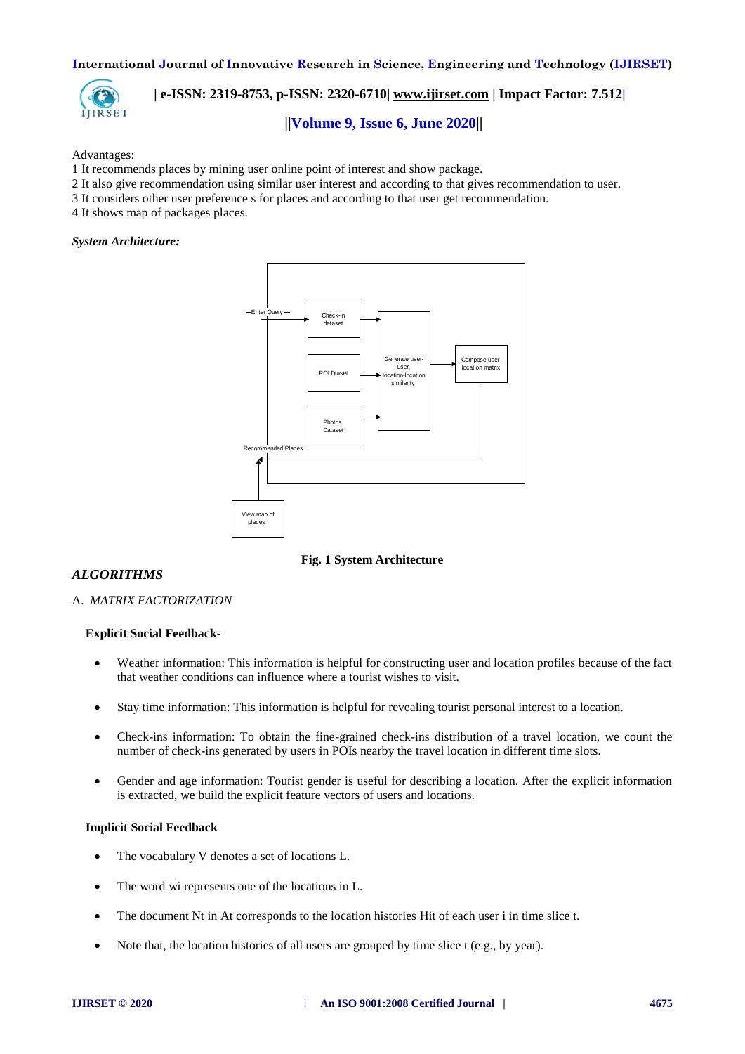Advantages:

1 It recommends places by mining user online point of interest and show package.
2 It also give recommendation using similar user interest and according to that gives recommendation to user.
3 It considers other user preference s for places and according to that user get recommendation.
4 It shows map of packages places.

***System Architecture:***

Fig. 1 System Architecture

## *ALGORITHMS*

A. *MATRIX FACTORIZATION*

**Explicit Social Feedback-**

- Weather information: This information is helpful for constructing user and location profiles because of the fact that weather conditions can influence where a tourist wishes to visit.
- Stay time information: This information is helpful for revealing tourist personal interest to a location.
- Check-ins information: To obtain the fine-grained check-ins distribution of a travel location, we count the number of check-ins generated by users in POIs nearby the travel location in different time slots.
- Gender and age information: Tourist gender is useful for describing a location. After the explicit information is extracted, we build the explicit feature vectors of users and locations.

**Implicit Social Feedback**

- The vocabulary V denotes a set of locations L.
- The word wi represents one of the locations in L.
- The document Nt in At corresponds to the location histories Hit of each user i in time slice t.
- Note that, the location histories of all users are grouped by time slice t (e.g., by year).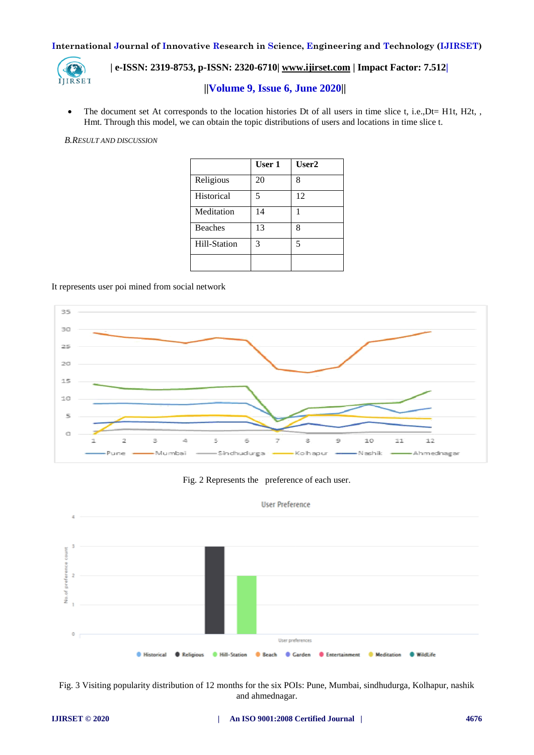- The document set At corresponds to the location histories Dt of all users in time slice t, i.e.,Dt= H1t, H2t, , Hmt. Through this model, we can obtain the topic distributions of users and locations in time slice t.

*B.RESULT AND DISCUSSION*

| | User 1 | User2 |
|---|---|---|
| Religious | 20 | 8 |
| Historical | 5 | 12 |
| Meditation | 14 | 1 |
| Beaches | 13 | 8 |
| Hill-Station | 3 | 5 |
| | | |

It represents user poi mined from social network

Fig. 2 Represents the preference of each user.

Fig. 3 Visiting popularity distribution of 12 months for the six POIs: Pune, Mumbai, sindhudurga, Kolhapur, nashik and ahmednagar.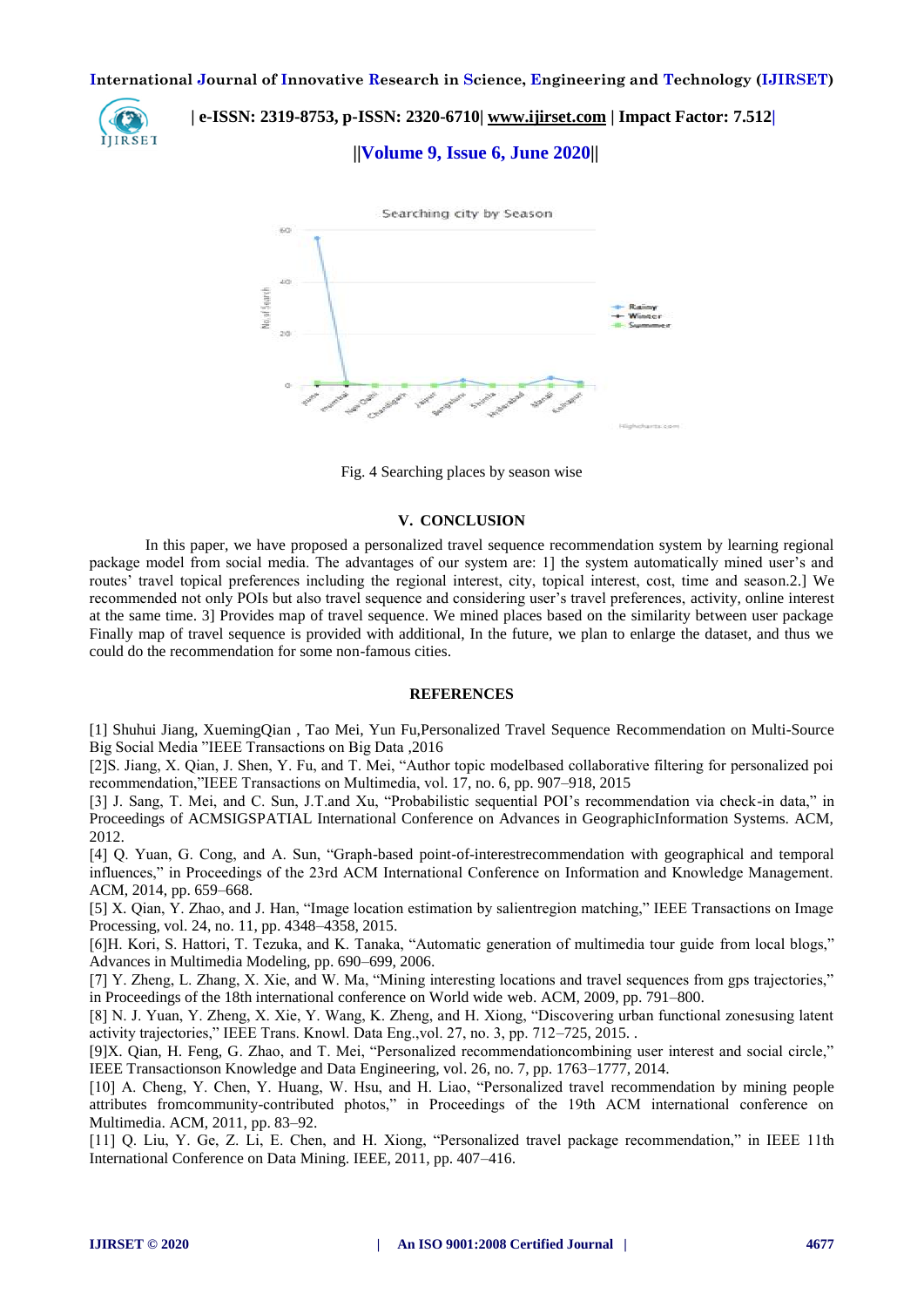Fig. 4 Searching places by season wise

## V. CONCLUSION

In this paper, we have proposed a personalized travel sequence recommendation system by learning regional package model from social media. The advantages of our system are: 1] the system automatically mined user's and routes' travel topical preferences including the regional interest, city, topical interest, cost, time and season.2.] We recommended not only POIs but also travel sequence and considering user's travel preferences, activity, online interest at the same time. 3] Provides map of travel sequence. We mined places based on the similarity between user package Finally map of travel sequence is provided with additional, In the future, we plan to enlarge the dataset, and thus we could do the recommendation for some non-famous cities.

## REFERENCES

[1] Shuhui Jiang, XuemingQian , Tao Mei, Yun Fu,Personalized Travel Sequence Recommendation on Multi-Source Big Social Media "IEEE Transactions on Big Data ,2016

[2]S. Jiang, X. Qian, J. Shen, Y. Fu, and T. Mei, "Author topic modelbased collaborative filtering for personalized poi recommendation,"IEEE Transactions on Multimedia, vol. 17, no. 6, pp. 907–918, 2015

[3] J. Sang, T. Mei, and C. Sun, J.T.and Xu, "Probabilistic sequential POI's recommendation via check-in data," in Proceedings of ACMSIGSPATIAL International Conference on Advances in GeographicInformation Systems. ACM, 2012.

[4] Q. Yuan, G. Cong, and A. Sun, "Graph-based point-of-interestrecommendation with geographical and temporal influences," in Proceedings of the 23rd ACM International Conference on Information and Knowledge Management. ACM, 2014, pp. 659–668.

[5] X. Qian, Y. Zhao, and J. Han, "Image location estimation by salientregion matching," IEEE Transactions on Image Processing, vol. 24, no. 11, pp. 4348–4358, 2015.

[6]H. Kori, S. Hattori, T. Tezuka, and K. Tanaka, "Automatic generation of multimedia tour guide from local blogs," Advances in Multimedia Modeling, pp. 690–699, 2006.

[7] Y. Zheng, L. Zhang, X. Xie, and W. Ma, "Mining interesting locations and travel sequences from gps trajectories," in Proceedings of the 18th international conference on World wide web. ACM, 2009, pp. 791–800.

[8] N. J. Yuan, Y. Zheng, X. Xie, Y. Wang, K. Zheng, and H. Xiong, "Discovering urban functional zonesusing latent activity trajectories," IEEE Trans. Knowl. Data Eng.,vol. 27, no. 3, pp. 712–725, 2015. .

[9]X. Qian, H. Feng, G. Zhao, and T. Mei, "Personalized recommendationcombining user interest and social circle," IEEE Transactionson Knowledge and Data Engineering, vol. 26, no. 7, pp. 1763–1777, 2014.

[10] A. Cheng, Y. Chen, Y. Huang, W. Hsu, and H. Liao, "Personalized travel recommendation by mining people attributes fromcommunity-contributed photos," in Proceedings of the 19th ACM international conference on Multimedia. ACM, 2011, pp. 83–92.

[11] Q. Liu, Y. Ge, Z. Li, E. Chen, and H. Xiong, "Personalized travel package recommendation," in IEEE 11th International Conference on Data Mining. IEEE, 2011, pp. 407–416.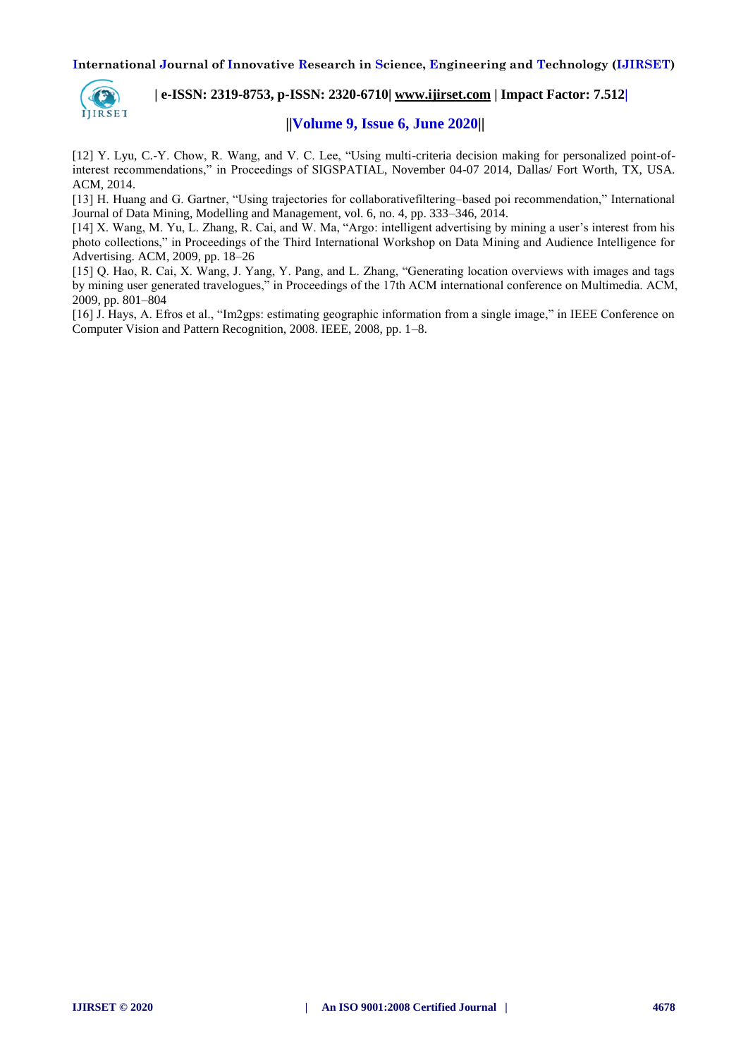[12] Y. Lyu, C.-Y. Chow, R. Wang, and V. C. Lee, "Using multi-criteria decision making for personalized point-of-interest recommendations," in Proceedings of SIGSPATIAL, November 04-07 2014, Dallas/ Fort Worth, TX, USA. ACM, 2014.

[13] H. Huang and G. Gartner, "Using trajectories for collaborativefiltering–based poi recommendation," International Journal of Data Mining, Modelling and Management, vol. 6, no. 4, pp. 333–346, 2014.

[14] X. Wang, M. Yu, L. Zhang, R. Cai, and W. Ma, "Argo: intelligent advertising by mining a user's interest from his photo collections," in Proceedings of the Third International Workshop on Data Mining and Audience Intelligence for Advertising. ACM, 2009, pp. 18–26

[15] Q. Hao, R. Cai, X. Wang, J. Yang, Y. Pang, and L. Zhang, "Generating location overviews with images and tags by mining user generated travelogues," in Proceedings of the 17th ACM international conference on Multimedia. ACM, 2009, pp. 801–804

[16] J. Hays, A. Efros et al., "Im2gps: estimating geographic information from a single image," in IEEE Conference on Computer Vision and Pattern Recognition, 2008. IEEE, 2008, pp. 1–8.